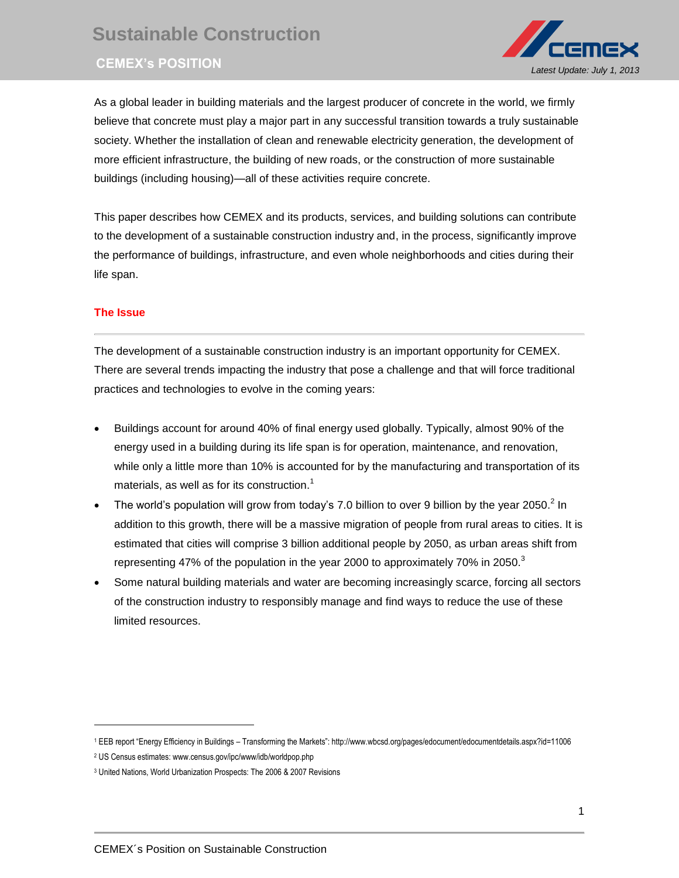# Sustainable Construction

## CEMEX's POSITION

*Latest Update: July 1, 2013*

As a global leader in building materials and the largest producer of concrete in the world, we firmly believe that concrete must play a major part in any successful transition towards a truly sustainable society. Whether the installation of clean and renewable electricity generation, the development of more efficient infrastructure, the building of new roads, or the construction of more sustainable buildings (including housing)—all of these activities require concrete.

This paper describes how CEMEX and its products, services, and building solutions can contribute to the development of a sustainable construction industry and, in the process, significantly improve the performance of buildings, infrastructure, and even whole neighborhoods and cities during their life span.

### The Issue

The development of a sustainable construction industry is an important opportunity for CEMEX. There are several trends impacting the industry that pose a challenge and that will force traditional practices and technologies to evolve in the coming years:

- Buildings account for around 40% of final energy used globally. Typically, almost 90% of the energy used in a building during its life span is for operation, maintenance, and renovation, while only a little more than 10% is accounted for by the manufacturing and transportation of its materials, as well as for its construction.[1]
- The world's population will grow from today's 7.0 billion to over 9 billion by the year 2050.[2] In addition to this growth, there will be a massive migration of people from rural areas to cities. It is estimated that cities will comprise 3 billion additional people by 2050, as urban areas shift from representing 47% of the population in the year 2000 to approximately 70% in 2050.[3]
- Some natural building materials and water are becoming increasingly scarce, forcing all sectors of the construction industry to responsibly manage and find ways to reduce the use of these limited resources.

---

[1] EEB report "Energy Efficiency in Buildings – Transforming the Markets": http://www.wbcsd.org/pages/edocument/edocumentdetails.aspx?id=11006

[2] US Census estimates: www.census.gov/ipc/www/idb/worldpop.php

[3] United Nations, World Urbanization Prospects: The 2006 & 2007 Revisions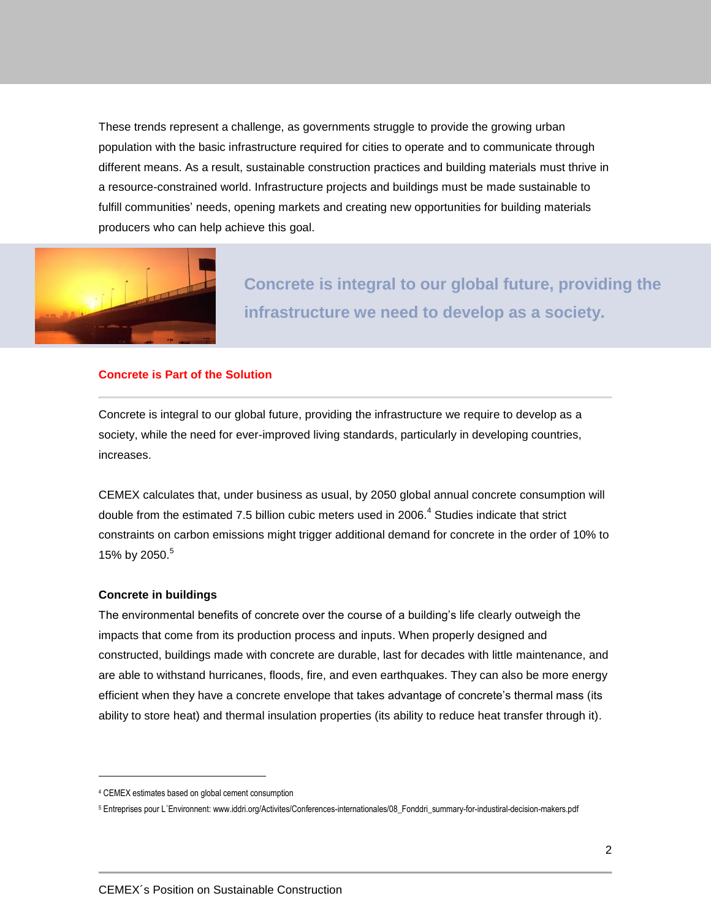These trends represent a challenge, as governments struggle to provide the growing urban population with the basic infrastructure required for cities to operate and to communicate through different means. As a result, sustainable construction practices and building materials must thrive in a resource-constrained world. Infrastructure projects and buildings must be made sustainable to fulfill communities' needs, opening markets and creating new opportunities for building materials producers who can help achieve this goal.

**Concrete is integral to our global future, providing the infrastructure we need to develop as a society.**

## Concrete is Part of the Solution

Concrete is integral to our global future, providing the infrastructure we require to develop as a society, while the need for ever-improved living standards, particularly in developing countries, increases.

CEMEX calculates that, under business as usual, by 2050 global annual concrete consumption will double from the estimated 7.5 billion cubic meters used in 2006.[4] Studies indicate that strict constraints on carbon emissions might trigger additional demand for concrete in the order of 10% to 15% by 2050.[5]

### Concrete in buildings

The environmental benefits of concrete over the course of a building's life clearly outweigh the impacts that come from its production process and inputs. When properly designed and constructed, buildings made with concrete are durable, last for decades with little maintenance, and are able to withstand hurricanes, floods, fire, and even earthquakes. They can also be more energy efficient when they have a concrete envelope that takes advantage of concrete's thermal mass (its ability to store heat) and thermal insulation properties (its ability to reduce heat transfer through it).

---

[4] CEMEX estimates based on global cement consumption

[5] Entreprises pour L´Environnement: www.iddri.org/Activites/Conferences-internationales/08_Fonddri_summary-for-industiral-decision-makers.pdf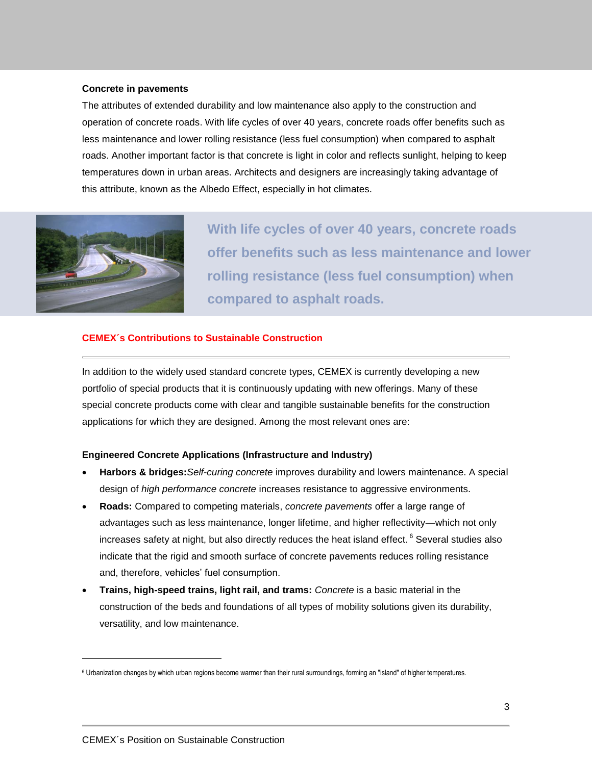**Concrete in pavements**

The attributes of extended durability and low maintenance also apply to the construction and operation of concrete roads. With life cycles of over 40 years, concrete roads offer benefits such as less maintenance and lower rolling resistance (less fuel consumption) when compared to asphalt roads. Another important factor is that concrete is light in color and reflects sunlight, helping to keep temperatures down in urban areas. Architects and designers are increasingly taking advantage of this attribute, known as the Albedo Effect, especially in hot climates.

**With life cycles of over 40 years, concrete roads offer benefits such as less maintenance and lower rolling resistance (less fuel consumption) when compared to asphalt roads.**

## CEMEX´s Contributions to Sustainable Construction

In addition to the widely used standard concrete types, CEMEX is currently developing a new portfolio of special products that it is continuously updating with new offerings. Many of these special concrete products come with clear and tangible sustainable benefits for the construction applications for which they are designed. Among the most relevant ones are:

**Engineered Concrete Applications (Infrastructure and Industry)**

- **Harbors & bridges:** *Self-curing concrete* improves durability and lowers maintenance. A special design of *high performance concrete* increases resistance to aggressive environments.
- **Roads:** Compared to competing materials, *concrete pavements* offer a large range of advantages such as less maintenance, longer lifetime, and higher reflectivity—which not only increases safety at night, but also directly reduces the heat island effect. [6] Several studies also indicate that the rigid and smooth surface of concrete pavements reduces rolling resistance and, therefore, vehicles' fuel consumption.
- **Trains, high-speed trains, light rail, and trams:** *Concrete* is a basic material in the construction of the beds and foundations of all types of mobility solutions given its durability, versatility, and low maintenance.

[6] Urbanization changes by which urban regions become warmer than their rural surroundings, forming an "island" of higher temperatures.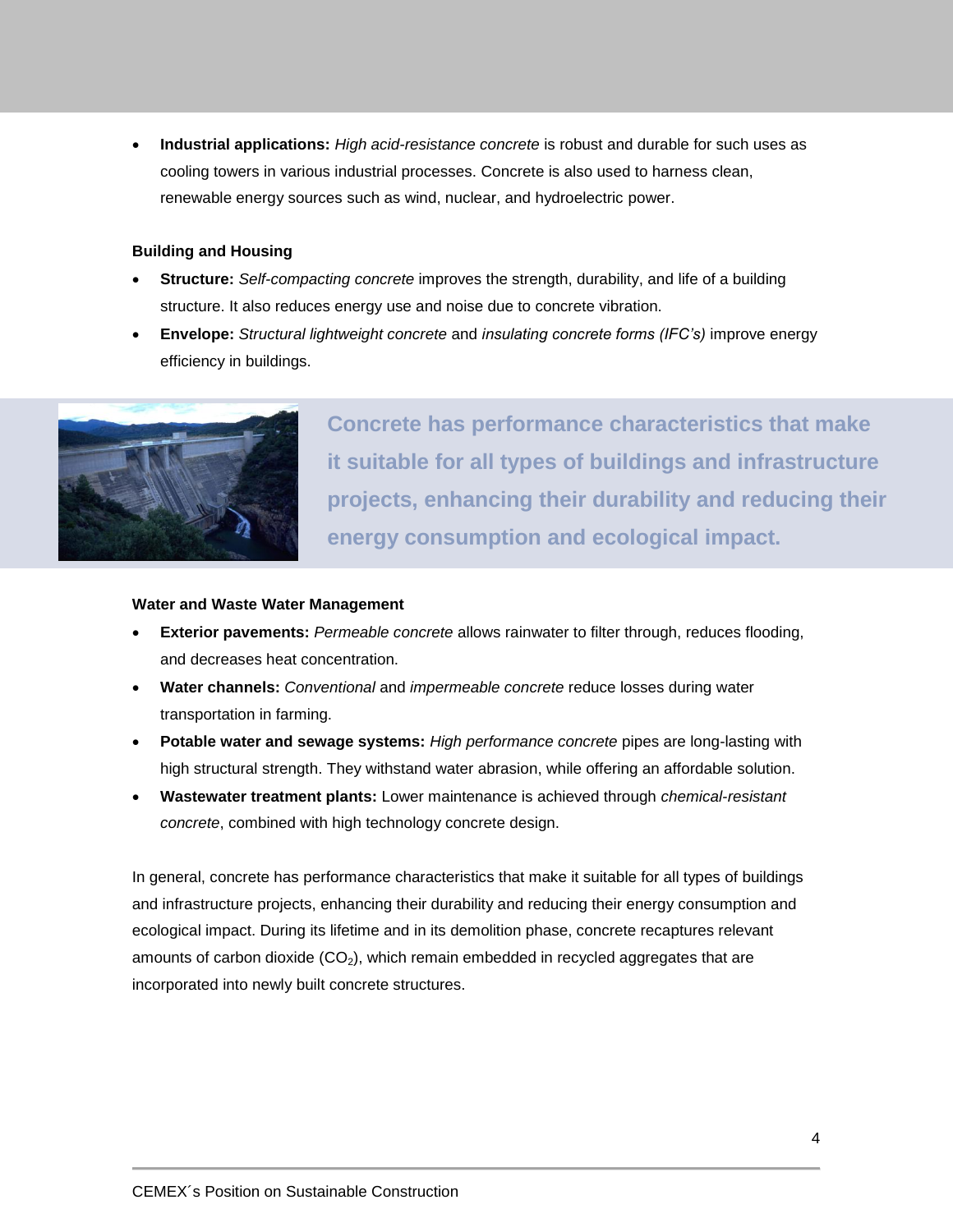- **Industrial applications:** *High acid-resistance concrete* is robust and durable for such uses as cooling towers in various industrial processes. Concrete is also used to harness clean, renewable energy sources such as wind, nuclear, and hydroelectric power.

**Building and Housing**

- **Structure:** *Self-compacting concrete* improves the strength, durability, and life of a building structure. It also reduces energy use and noise due to concrete vibration.
- **Envelope:** *Structural lightweight concrete* and *insulating concrete forms (IFC's)* improve energy efficiency in buildings.

**Concrete has performance characteristics that make it suitable for all types of buildings and infrastructure projects, enhancing their durability and reducing their energy consumption and ecological impact.**

**Water and Waste Water Management**

- **Exterior pavements:** *Permeable concrete* allows rainwater to filter through, reduces flooding, and decreases heat concentration.
- **Water channels:** *Conventional* and *impermeable concrete* reduce losses during water transportation in farming.
- **Potable water and sewage systems:** *High performance concrete* pipes are long-lasting with high structural strength. They withstand water abrasion, while offering an affordable solution.
- **Wastewater treatment plants:** Lower maintenance is achieved through *chemical-resistant concrete*, combined with high technology concrete design.

In general, concrete has performance characteristics that make it suitable for all types of buildings and infrastructure projects, enhancing their durability and reducing their energy consumption and ecological impact. During its lifetime and in its demolition phase, concrete recaptures relevant amounts of carbon dioxide ($CO_2$), which remain embedded in recycled aggregates that are incorporated into newly built concrete structures.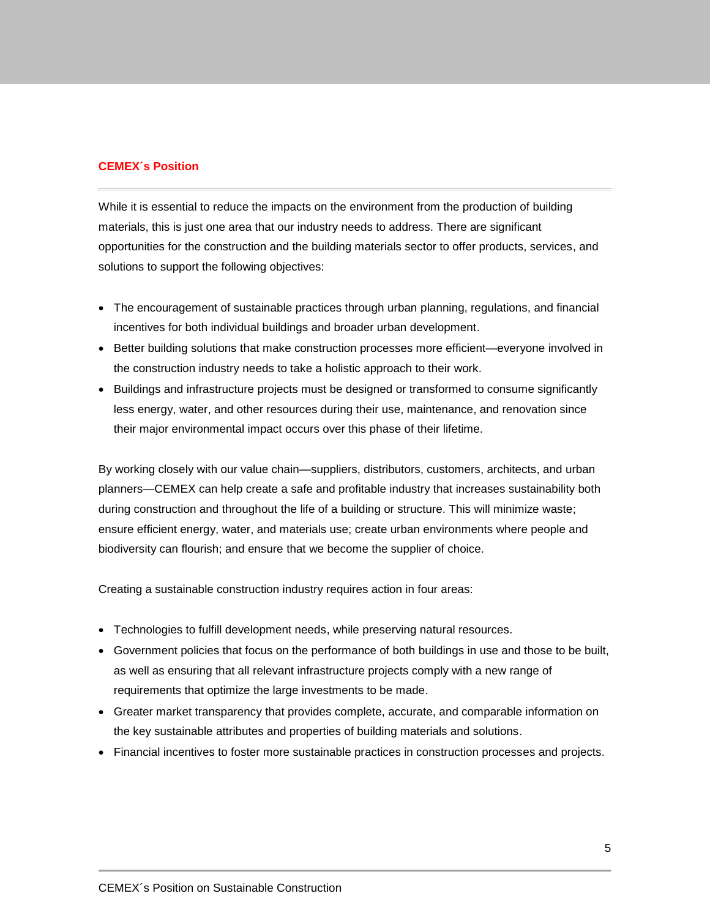## CEMEX´s Position

While it is essential to reduce the impacts on the environment from the production of building materials, this is just one area that our industry needs to address. There are significant opportunities for the construction and the building materials sector to offer products, services, and solutions to support the following objectives:

- The encouragement of sustainable practices through urban planning, regulations, and financial incentives for both individual buildings and broader urban development.
- Better building solutions that make construction processes more efficient—everyone involved in the construction industry needs to take a holistic approach to their work.
- Buildings and infrastructure projects must be designed or transformed to consume significantly less energy, water, and other resources during their use, maintenance, and renovation since their major environmental impact occurs over this phase of their lifetime.

By working closely with our value chain—suppliers, distributors, customers, architects, and urban planners—CEMEX can help create a safe and profitable industry that increases sustainability both during construction and throughout the life of a building or structure. This will minimize waste; ensure efficient energy, water, and materials use; create urban environments where people and biodiversity can flourish; and ensure that we become the supplier of choice.

Creating a sustainable construction industry requires action in four areas:

- Technologies to fulfill development needs, while preserving natural resources.
- Government policies that focus on the performance of both buildings in use and those to be built, as well as ensuring that all relevant infrastructure projects comply with a new range of requirements that optimize the large investments to be made.
- Greater market transparency that provides complete, accurate, and comparable information on the key sustainable attributes and properties of building materials and solutions.
- Financial incentives to foster more sustainable practices in construction processes and projects.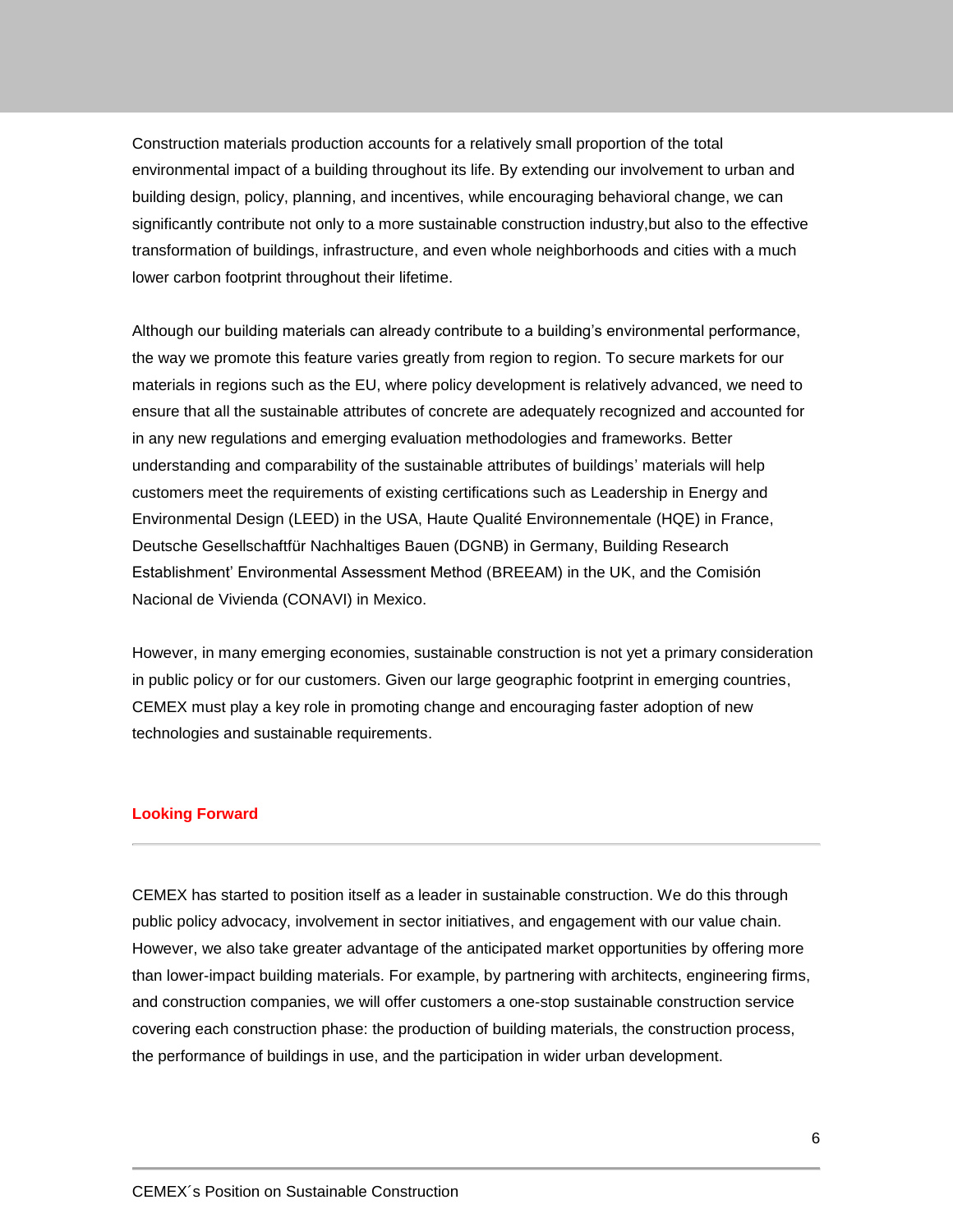Construction materials production accounts for a relatively small proportion of the total environmental impact of a building throughout its life. By extending our involvement to urban and building design, policy, planning, and incentives, while encouraging behavioral change, we can significantly contribute not only to a more sustainable construction industry,but also to the effective transformation of buildings, infrastructure, and even whole neighborhoods and cities with a much lower carbon footprint throughout their lifetime.

Although our building materials can already contribute to a building's environmental performance, the way we promote this feature varies greatly from region to region. To secure markets for our materials in regions such as the EU, where policy development is relatively advanced, we need to ensure that all the sustainable attributes of concrete are adequately recognized and accounted for in any new regulations and emerging evaluation methodologies and frameworks. Better understanding and comparability of the sustainable attributes of buildings' materials will help customers meet the requirements of existing certifications such as Leadership in Energy and Environmental Design (LEED) in the USA, Haute Qualité Environnementale (HQE) in France, Deutsche Gesellschaftfür Nachhaltiges Bauen (DGNB) in Germany, Building Research Establishment' Environmental Assessment Method (BREEAM) in the UK, and the Comisión Nacional de Vivienda (CONAVI) in Mexico.

However, in many emerging economies, sustainable construction is not yet a primary consideration in public policy or for our customers. Given our large geographic footprint in emerging countries, CEMEX must play a key role in promoting change and encouraging faster adoption of new technologies and sustainable requirements.

## Looking Forward

CEMEX has started to position itself as a leader in sustainable construction. We do this through public policy advocacy, involvement in sector initiatives, and engagement with our value chain. However, we also take greater advantage of the anticipated market opportunities by offering more than lower-impact building materials. For example, by partnering with architects, engineering firms, and construction companies, we will offer customers a one-stop sustainable construction service covering each construction phase: the production of building materials, the construction process, the performance of buildings in use, and the participation in wider urban development.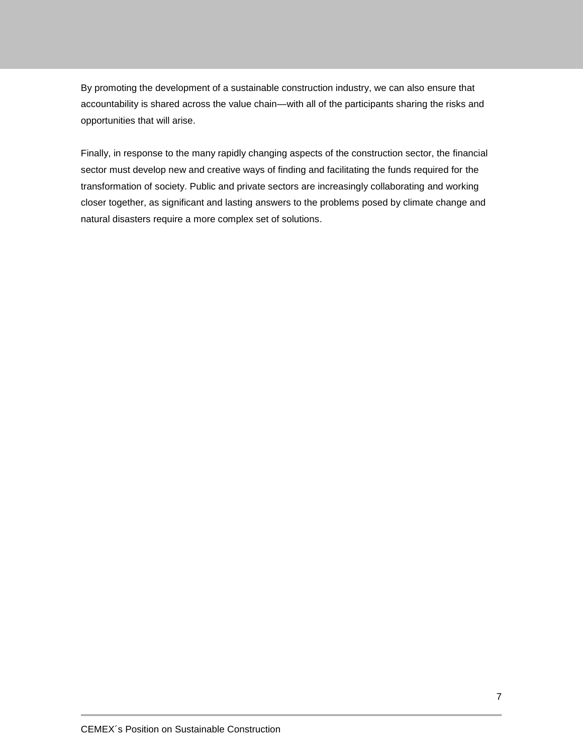By promoting the development of a sustainable construction industry, we can also ensure that accountability is shared across the value chain—with all of the participants sharing the risks and opportunities that will arise.

Finally, in response to the many rapidly changing aspects of the construction sector, the financial sector must develop new and creative ways of finding and facilitating the funds required for the transformation of society. Public and private sectors are increasingly collaborating and working closer together, as significant and lasting answers to the problems posed by climate change and natural disasters require a more complex set of solutions.